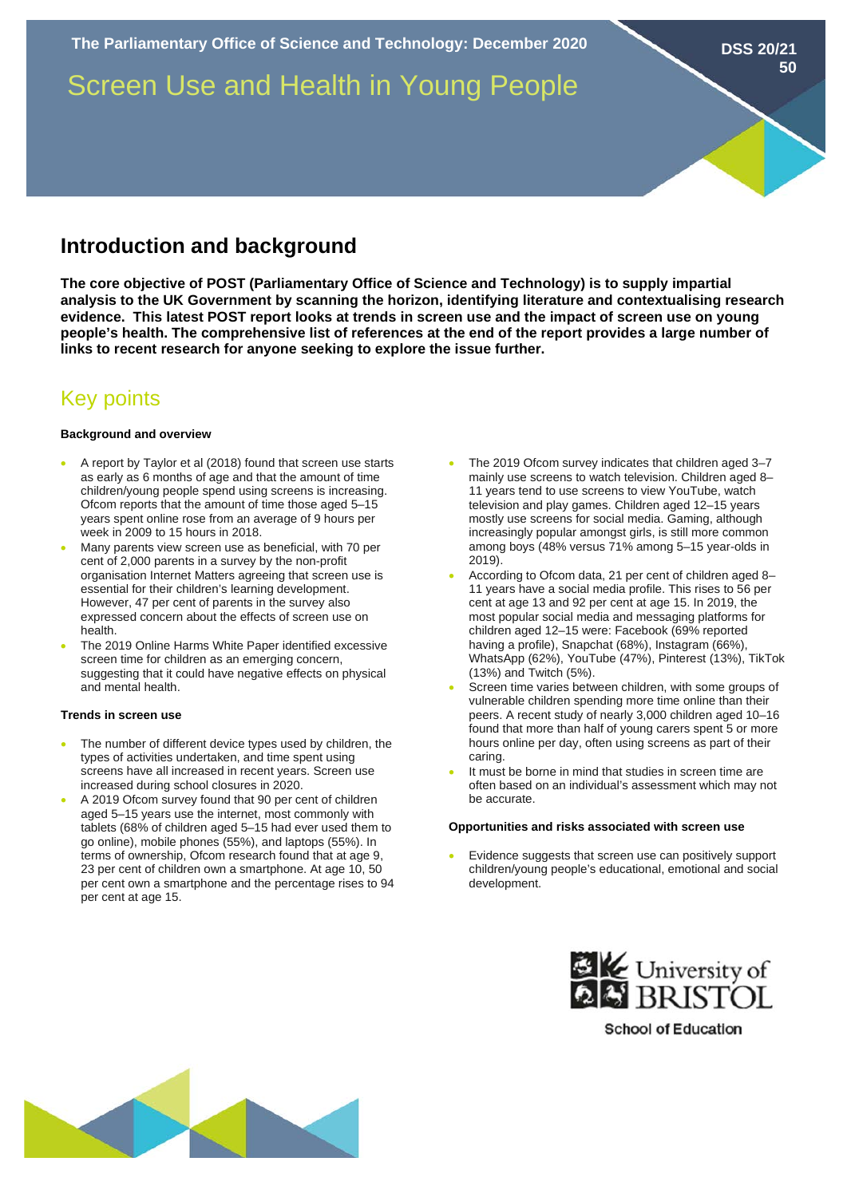The Parliamentary Office of Science and Technology: December 2020

DSS 20/21 50

# Screen Use and Health in Young People

## Introduction and background

**The core objective of POST (Parliamentary Office of Science and Technology) is to supply impartial analysis to the UK Government by scanning the horizon, identifying literature and contextualising research evidence. This latest POST report looks at trends in screen use and the impact of screen use on young people's health. The comprehensive list of references at the end of the report provides a large number of links to recent research for anyone seeking to explore the issue further.**

## Key points

#### Background and overview

- A report by Taylor et al (2018) found that screen use starts as early as 6 months of age and that the amount of time children/young people spend using screens is increasing. Ofcom reports that the amount of time those aged 5–15 years spent online rose from an average of 9 hours per week in 2009 to 15 hours in 2018.
- Many parents view screen use as beneficial, with 70 per cent of 2,000 parents in a survey by the non-profit organisation Internet Matters agreeing that screen use is essential for their children's learning development. However, 47 per cent of parents in the survey also expressed concern about the effects of screen use on health.
- The 2019 Online Harms White Paper identified excessive screen time for children as an emerging concern, suggesting that it could have negative effects on physical and mental health.

#### Trends in screen use

- The number of different device types used by children, the types of activities undertaken, and time spent using screens have all increased in recent years. Screen use increased during school closures in 2020.
- A 2019 Ofcom survey found that 90 per cent of children aged 5–15 years use the internet, most commonly with tablets (68% of children aged 5–15 had ever used them to go online), mobile phones (55%), and laptops (55%). In terms of ownership, Ofcom research found that at age 9, 23 per cent of children own a smartphone. At age 10, 50 per cent own a smartphone and the percentage rises to 94 per cent at age 15.
- The 2019 Ofcom survey indicates that children aged 3–7 mainly use screens to watch television. Children aged 8–11 years tend to use screens to view YouTube, watch television and play games. Children aged 12–15 years mostly use screens for social media. Gaming, although increasingly popular amongst girls, is still more common among boys (48% versus 71% among 5–15 year-olds in 2019).
- According to Ofcom data, 21 per cent of children aged 8–11 years have a social media profile. This rises to 56 per cent at age 13 and 92 per cent at age 15. In 2019, the most popular social media and messaging platforms for children aged 12–15 were: Facebook (69% reported having a profile), Snapchat (68%), Instagram (66%), WhatsApp (62%), YouTube (47%), Pinterest (13%), TikTok (13%) and Twitch (5%).
- Screen time varies between children, with some groups of vulnerable children spending more time online than their peers. A recent study of nearly 3,000 children aged 10–16 found that more than half of young carers spent 5 or more hours online per day, often using screens as part of their caring.
- It must be borne in mind that studies in screen time are often based on an individual's assessment which may not be accurate.

#### Opportunities and risks associated with screen use

- Evidence suggests that screen use can positively support children/young people's educational, emotional and social development.

University of Bristol
School of Education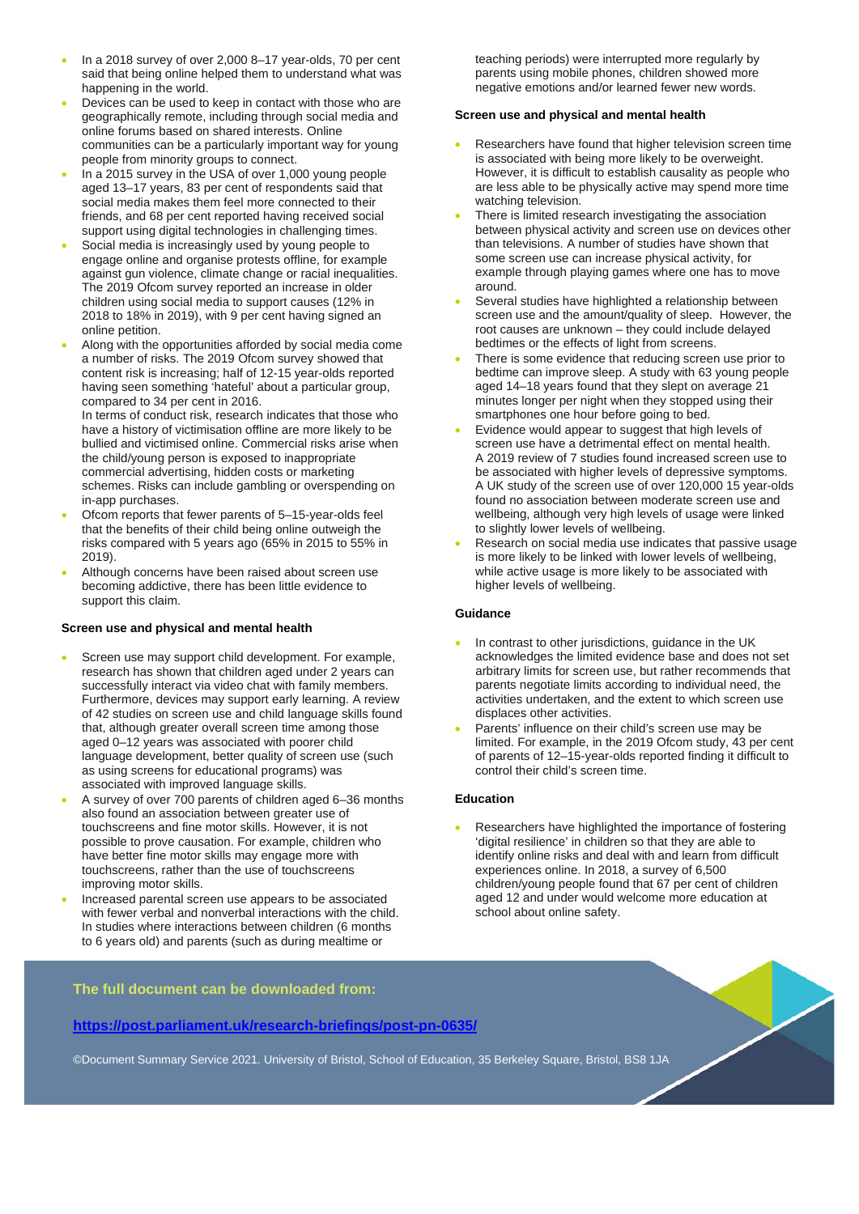- In a 2018 survey of over 2,000 8–17 year-olds, 70 per cent said that being online helped them to understand what was happening in the world.
- Devices can be used to keep in contact with those who are geographically remote, including through social media and online forums based on shared interests. Online communities can be a particularly important way for young people from minority groups to connect.
- In a 2015 survey in the USA of over 1,000 young people aged 13–17 years, 83 per cent of respondents said that social media makes them feel more connected to their friends, and 68 per cent reported having received social support using digital technologies in challenging times.
- Social media is increasingly used by young people to engage online and organise protests offline, for example against gun violence, climate change or racial inequalities. The 2019 Ofcom survey reported an increase in older children using social media to support causes (12% in 2018 to 18% in 2019), with 9 per cent having signed an online petition.
- Along with the opportunities afforded by social media come a number of risks. The 2019 Ofcom survey showed that content risk is increasing; half of 12-15 year-olds reported having seen something 'hateful' about a particular group, compared to 34 per cent in 2016.
  In terms of conduct risk, research indicates that those who have a history of victimisation offline are more likely to be bullied and victimised online. Commercial risks arise when the child/young person is exposed to inappropriate commercial advertising, hidden costs or marketing schemes. Risks can include gambling or overspending on in-app purchases.
- Ofcom reports that fewer parents of 5–15-year-olds feel that the benefits of their child being online outweigh the risks compared with 5 years ago (65% in 2015 to 55% in 2019).
- Although concerns have been raised about screen use becoming addictive, there has been little evidence to support this claim.

**Screen use and physical and mental health**

- Screen use may support child development. For example, research has shown that children aged under 2 years can successfully interact via video chat with family members. Furthermore, devices may support early learning. A review of 42 studies on screen use and child language skills found that, although greater overall screen time among those aged 0–12 years was associated with poorer child language development, better quality of screen use (such as using screens for educational programs) was associated with improved language skills.
- A survey of over 700 parents of children aged 6–36 months also found an association between greater use of touchscreens and fine motor skills. However, it is not possible to prove causation. For example, children who have better fine motor skills may engage more with touchscreens, rather than the use of touchscreens improving motor skills.
- Increased parental screen use appears to be associated with fewer verbal and nonverbal interactions with the child. In studies where interactions between children (6 months to 6 years old) and parents (such as during mealtime or teaching periods) were interrupted more regularly by parents using mobile phones, children showed more negative emotions and/or learned fewer new words.

**Screen use and physical and mental health**

- Researchers have found that higher television screen time is associated with being more likely to be overweight. However, it is difficult to establish causality as people who are less able to be physically active may spend more time watching television.
- There is limited research investigating the association between physical activity and screen use on devices other than televisions. A number of studies have shown that some screen use can increase physical activity, for example through playing games where one has to move around.
- Several studies have highlighted a relationship between screen use and the amount/quality of sleep. However, the root causes are unknown – they could include delayed bedtimes or the effects of light from screens.
- There is some evidence that reducing screen use prior to bedtime can improve sleep. A study with 63 young people aged 14–18 years found that they slept on average 21 minutes longer per night when they stopped using their smartphones one hour before going to bed.
- Evidence would appear to suggest that high levels of screen use have a detrimental effect on mental health. A 2019 review of 7 studies found increased screen use to be associated with higher levels of depressive symptoms. A UK study of the screen use of over 120,000 15 year-olds found no association between moderate screen use and wellbeing, although very high levels of usage were linked to slightly lower levels of wellbeing.
- Research on social media use indicates that passive usage is more likely to be linked with lower levels of wellbeing, while active usage is more likely to be associated with higher levels of wellbeing.

**Guidance**

- In contrast to other jurisdictions, guidance in the UK acknowledges the limited evidence base and does not set arbitrary limits for screen use, but rather recommends that parents negotiate limits according to individual need, the activities undertaken, and the extent to which screen use displaces other activities.
- Parents' influence on their child's screen use may be limited. For example, in the 2019 Ofcom study, 43 per cent of parents of 12–15-year-olds reported finding it difficult to control their child's screen time.

**Education**

- Researchers have highlighted the importance of fostering 'digital resilience' in children so that they are able to identify online risks and deal with and learn from difficult experiences online. In 2018, a survey of 6,500 children/young people found that 67 per cent of children aged 12 and under would welcome more education at school about online safety.

**The full document can be downloaded from:**

https://post.parliament.uk/research-briefings/post-pn-0635/

©Document Summary Service 2021. University of Bristol, School of Education, 35 Berkeley Square, Bristol, BS8 1JA